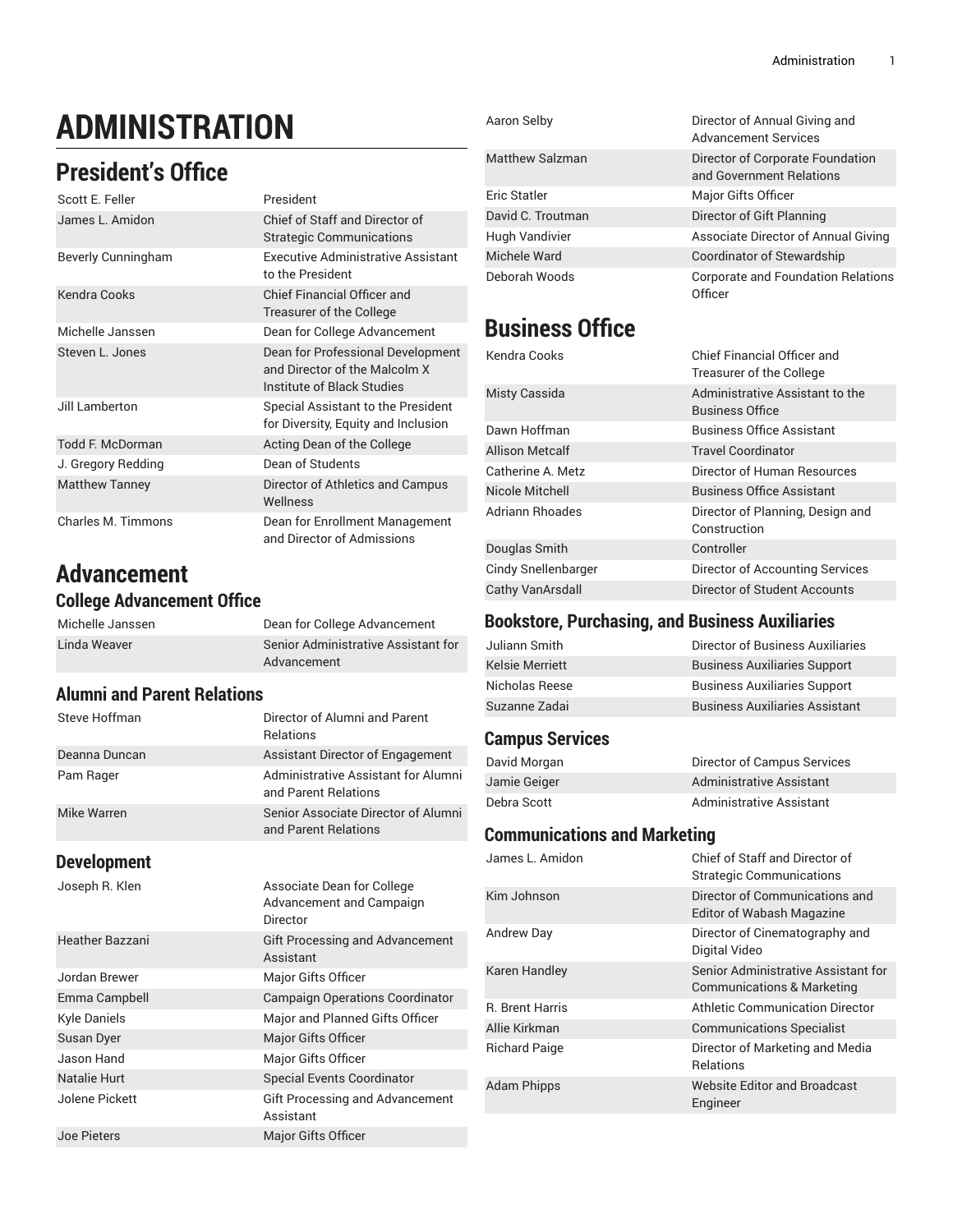# ADMINISTRATION

## President's Office

| | |
|---|---|
| Scott E. Feller | President |
| James L. Amidon | Chief of Staff and Director of Strategic Communications |
| Beverly Cunningham | Executive Administrative Assistant to the President |
| Kendra Cooks | Chief Financial Officer and Treasurer of the College |
| Michelle Janssen | Dean for College Advancement |
| Steven L. Jones | Dean for Professional Development and Director of the Malcolm X Institute of Black Studies |
| Jill Lamberton | Special Assistant to the President for Diversity, Equity and Inclusion |
| Todd F. McDorman | Acting Dean of the College |
| J. Gregory Redding | Dean of Students |
| Matthew Tanney | Director of Athletics and Campus Wellness |
| Charles M. Timmons | Dean for Enrollment Management and Director of Admissions |

## Advancement

### College Advancement Office

| | |
|---|---|
| Michelle Janssen | Dean for College Advancement |
| Linda Weaver | Senior Administrative Assistant for Advancement |

### Alumni and Parent Relations

| | |
|---|---|
| Steve Hoffman | Director of Alumni and Parent Relations |
| Deanna Duncan | Assistant Director of Engagement |
| Pam Rager | Administrative Assistant for Alumni and Parent Relations |
| Mike Warren | Senior Associate Director of Alumni and Parent Relations |

### Development

| | |
|---|---|
| Joseph R. Klen | Associate Dean for College Advancement and Campaign Director |
| Heather Bazzani | Gift Processing and Advancement Assistant |
| Jordan Brewer | Major Gifts Officer |
| Emma Campbell | Campaign Operations Coordinator |
| Kyle Daniels | Major and Planned Gifts Officer |
| Susan Dyer | Major Gifts Officer |
| Jason Hand | Major Gifts Officer |
| Natalie Hurt | Special Events Coordinator |
| Jolene Pickett | Gift Processing and Advancement Assistant |
| Joe Pieters | Major Gifts Officer |
| Aaron Selby | Director of Annual Giving and Advancement Services |
| Matthew Salzman | Director of Corporate Foundation and Government Relations |
| Eric Statler | Major Gifts Officer |
| David C. Troutman | Director of Gift Planning |
| Hugh Vandivier | Associate Director of Annual Giving |
| Michele Ward | Coordinator of Stewardship |
| Deborah Woods | Corporate and Foundation Relations Officer |

## Business Office

| | |
|---|---|
| Kendra Cooks | Chief Financial Officer and Treasurer of the College |
| Misty Cassida | Administrative Assistant to the Business Office |
| Dawn Hoffman | Business Office Assistant |
| Allison Metcalf | Travel Coordinator |
| Catherine A. Metz | Director of Human Resources |
| Nicole Mitchell | Business Office Assistant |
| Adriann Rhoades | Director of Planning, Design and Construction |
| Douglas Smith | Controller |
| Cindy Snellenbarger | Director of Accounting Services |
| Cathy VanArsdall | Director of Student Accounts |

### Bookstore, Purchasing, and Business Auxiliaries

| | |
|---|---|
| Juliann Smith | Director of Business Auxiliaries |
| Kelsie Merriett | Business Auxiliaries Support |
| Nicholas Reese | Business Auxiliaries Support |
| Suzanne Zadai | Business Auxiliaries Assistant |

### Campus Services

| | |
|---|---|
| David Morgan | Director of Campus Services |
| Jamie Geiger | Administrative Assistant |
| Debra Scott | Administrative Assistant |

### Communications and Marketing

| | |
|---|---|
| James L. Amidon | Chief of Staff and Director of Strategic Communications |
| Kim Johnson | Director of Communications and Editor of Wabash Magazine |
| Andrew Day | Director of Cinematography and Digital Video |
| Karen Handley | Senior Administrative Assistant for Communications & Marketing |
| R. Brent Harris | Athletic Communication Director |
| Allie Kirkman | Communications Specialist |
| Richard Paige | Director of Marketing and Media Relations |
| Adam Phipps | Website Editor and Broadcast Engineer |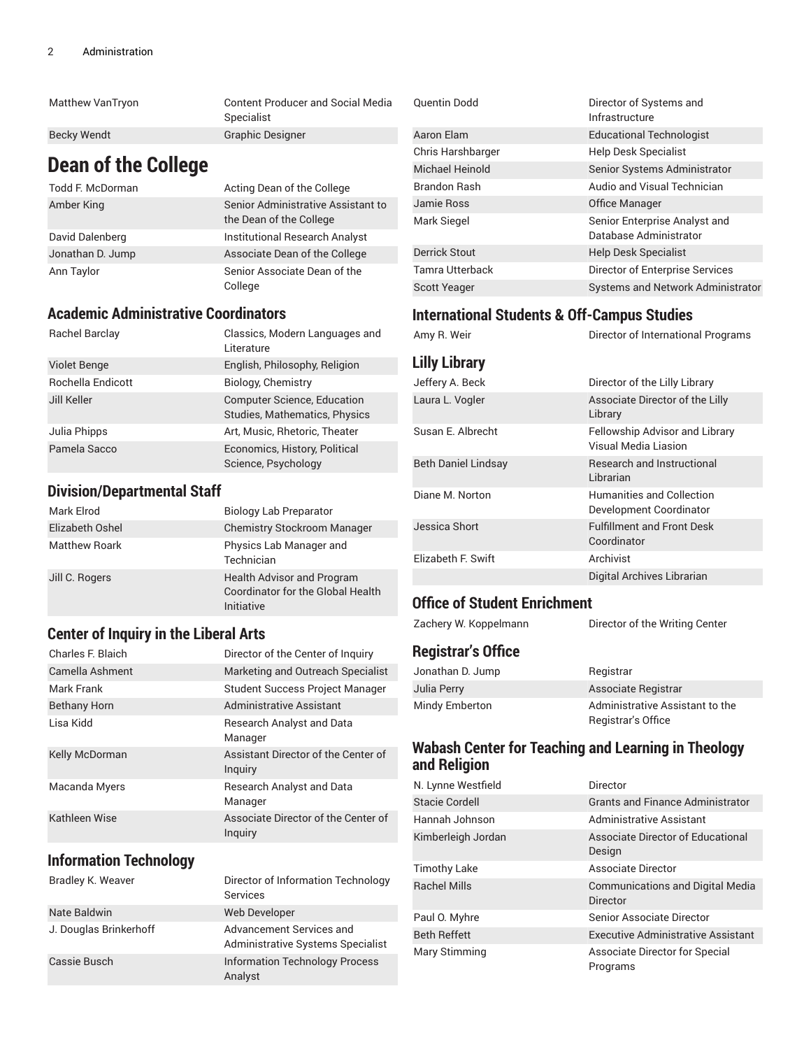| | |
|---|---|
| Matthew VanTryon | Content Producer and Social Media Specialist |
| Becky Wendt | Graphic Designer |

# Dean of the College

| | |
|---|---|
| Todd F. McDorman | Acting Dean of the College |
| Amber King | Senior Administrative Assistant to the Dean of the College |
| David Dalenberg | Institutional Research Analyst |
| Jonathan D. Jump | Associate Dean of the College |
| Ann Taylor | Senior Associate Dean of the College |

## Academic Administrative Coordinators

| | |
|---|---|
| Rachel Barclay | Classics, Modern Languages and Literature |
| Violet Benge | English, Philosophy, Religion |
| Rochella Endicott | Biology, Chemistry |
| Jill Keller | Computer Science, Education Studies, Mathematics, Physics |
| Julia Phipps | Art, Music, Rhetoric, Theater |
| Pamela Sacco | Economics, History, Political Science, Psychology |

## Division/Departmental Staff

| | |
|---|---|
| Mark Elrod | Biology Lab Preparator |
| Elizabeth Oshel | Chemistry Stockroom Manager |
| Matthew Roark | Physics Lab Manager and Technician |
| Jill C. Rogers | Health Advisor and Program Coordinator for the Global Health Initiative |

## Center of Inquiry in the Liberal Arts

| | |
|---|---|
| Charles F. Blaich | Director of the Center of Inquiry |
| Camella Ashment | Marketing and Outreach Specialist |
| Mark Frank | Student Success Project Manager |
| Bethany Horn | Administrative Assistant |
| Lisa Kidd | Research Analyst and Data Manager |
| Kelly McDorman | Assistant Director of the Center of Inquiry |
| Macanda Myers | Research Analyst and Data Manager |
| Kathleen Wise | Associate Director of the Center of Inquiry |

## Information Technology

| | |
|---|---|
| Bradley K. Weaver | Director of Information Technology Services |
| Nate Baldwin | Web Developer |
| J. Douglas Brinkerhoff | Advancement Services and Administrative Systems Specialist |
| Cassie Busch | Information Technology Process Analyst |
| Quentin Dodd | Director of Systems and Infrastructure |
| Aaron Elam | Educational Technologist |
| Chris Harshbarger | Help Desk Specialist |
| Michael Heinold | Senior Systems Administrator |
| Brandon Rash | Audio and Visual Technician |
| Jamie Ross | Office Manager |
| Mark Siegel | Senior Enterprise Analyst and Database Administrator |
| Derrick Stout | Help Desk Specialist |
| Tamra Utterback | Director of Enterprise Services |
| Scott Yeager | Systems and Network Administrator |

## International Students & Off-Campus Studies

| | |
|---|---|
| Amy R. Weir | Director of International Programs |

## Lilly Library

| | |
|---|---|
| Jeffery A. Beck | Director of the Lilly Library |
| Laura L. Vogler | Associate Director of the Lilly Library |
| Susan E. Albrecht | Fellowship Advisor and Library Visual Media Liasion |
| Beth Daniel Lindsay | Research and Instructional Librarian |
| Diane M. Norton | Humanities and Collection Development Coordinator |
| Jessica Short | Fulfillment and Front Desk Coordinator |
| Elizabeth F. Swift | Archivist |
| | Digital Archives Librarian |

## Office of Student Enrichment

| | |
|---|---|
| Zachery W. Koppelmann | Director of the Writing Center |

## Registrar's Office

| | |
|---|---|
| Jonathan D. Jump | Registrar |
| Julia Perry | Associate Registrar |
| Mindy Emberton | Administrative Assistant to the Registrar's Office |

## Wabash Center for Teaching and Learning in Theology and Religion

| | |
|---|---|
| N. Lynne Westfield | Director |
| Stacie Cordell | Grants and Finance Administrator |
| Hannah Johnson | Administrative Assistant |
| Kimberleigh Jordan | Associate Director of Educational Design |
| Timothy Lake | Associate Director |
| Rachel Mills | Communications and Digital Media Director |
| Paul O. Myhre | Senior Associate Director |
| Beth Reffett | Executive Administrative Assistant |
| Mary Stimming | Associate Director for Special Programs |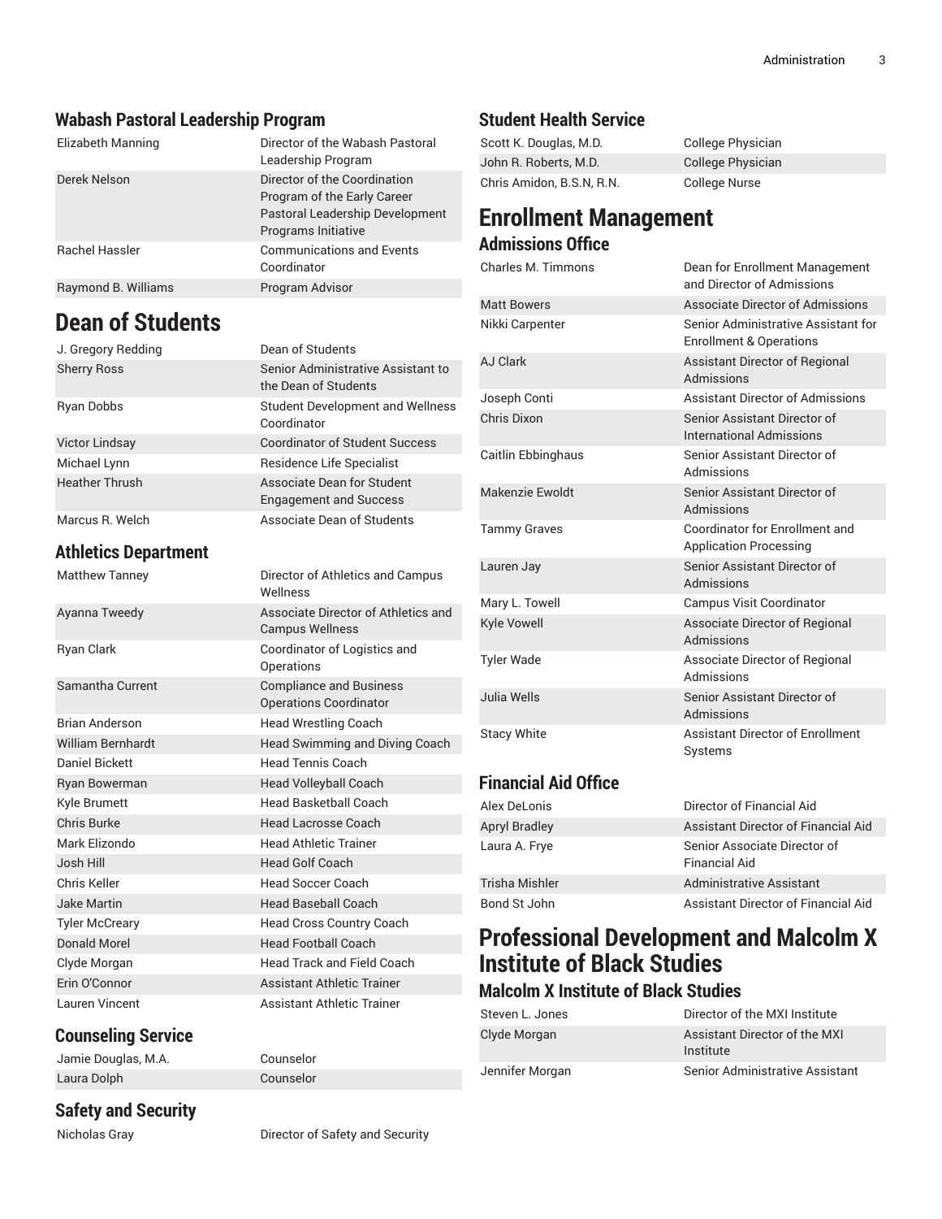### Wabash Pastoral Leadership Program

| | |
|---|---|
| Elizabeth Manning | Director of the Wabash Pastoral Leadership Program |
| Derek Nelson | Director of the Coordination Program of the Early Career Pastoral Leadership Development Programs Initiative |
| Rachel Hassler | Communications and Events Coordinator |
| Raymond B. Williams | Program Advisor |

## Dean of Students

| | |
|---|---|
| J. Gregory Redding | Dean of Students |
| Sherry Ross | Senior Administrative Assistant to the Dean of Students |
| Ryan Dobbs | Student Development and Wellness Coordinator |
| Victor Lindsay | Coordinator of Student Success |
| Michael Lynn | Residence Life Specialist |
| Heather Thrush | Associate Dean for Student Engagement and Success |
| Marcus R. Welch | Associate Dean of Students |

### Athletics Department

| | |
|---|---|
| Matthew Tanney | Director of Athletics and Campus Wellness |
| Ayanna Tweedy | Associate Director of Athletics and Campus Wellness |
| Ryan Clark | Coordinator of Logistics and Operations |
| Samantha Current | Compliance and Business Operations Coordinator |
| Brian Anderson | Head Wrestling Coach |
| William Bernhardt | Head Swimming and Diving Coach |
| Daniel Bickett | Head Tennis Coach |
| Ryan Bowerman | Head Volleyball Coach |
| Kyle Brumett | Head Basketball Coach |
| Chris Burke | Head Lacrosse Coach |
| Mark Elizondo | Head Athletic Trainer |
| Josh Hill | Head Golf Coach |
| Chris Keller | Head Soccer Coach |
| Jake Martin | Head Baseball Coach |
| Tyler McCreary | Head Cross Country Coach |
| Donald Morel | Head Football Coach |
| Clyde Morgan | Head Track and Field Coach |
| Erin O'Connor | Assistant Athletic Trainer |
| Lauren Vincent | Assistant Athletic Trainer |

### Counseling Service

| | |
|---|---|
| Jamie Douglas, M.A. | Counselor |
| Laura Dolph | Counselor |

### Safety and Security

| | |
|---|---|
| Nicholas Gray | Director of Safety and Security |

### Student Health Service

| | |
|---|---|
| Scott K. Douglas, M.D. | College Physician |
| John R. Roberts, M.D. | College Physician |
| Chris Amidon, B.S.N, R.N. | College Nurse |

## Enrollment Management

### Admissions Office

| | |
|---|---|
| Charles M. Timmons | Dean for Enrollment Management and Director of Admissions |
| Matt Bowers | Associate Director of Admissions |
| Nikki Carpenter | Senior Administrative Assistant for Enrollment & Operations |
| AJ Clark | Assistant Director of Regional Admissions |
| Joseph Conti | Assistant Director of Admissions |
| Chris Dixon | Senior Assistant Director of International Admissions |
| Caitlin Ebbinghaus | Senior Assistant Director of Admissions |
| Makenzie Ewoldt | Senior Assistant Director of Admissions |
| Tammy Graves | Coordinator for Enrollment and Application Processing |
| Lauren Jay | Senior Assistant Director of Admissions |
| Mary L. Towell | Campus Visit Coordinator |
| Kyle Vowell | Associate Director of Regional Admissions |
| Tyler Wade | Associate Director of Regional Admissions |
| Julia Wells | Senior Assistant Director of Admissions |
| Stacy White | Assistant Director of Enrollment Systems |

### Financial Aid Office

| | |
|---|---|
| Alex DeLonis | Director of Financial Aid |
| Apryl Bradley | Assistant Director of Financial Aid |
| Laura A. Frye | Senior Associate Director of Financial Aid |
| Trisha Mishler | Administrative Assistant |
| Bond St John | Assistant Director of Financial Aid |

## Professional Development and Malcolm X Institute of Black Studies

### Malcolm X Institute of Black Studies

| | |
|---|---|
| Steven L. Jones | Director of the MXI Institute |
| Clyde Morgan | Assistant Director of the MXI Institute |
| Jennifer Morgan | Senior Administrative Assistant |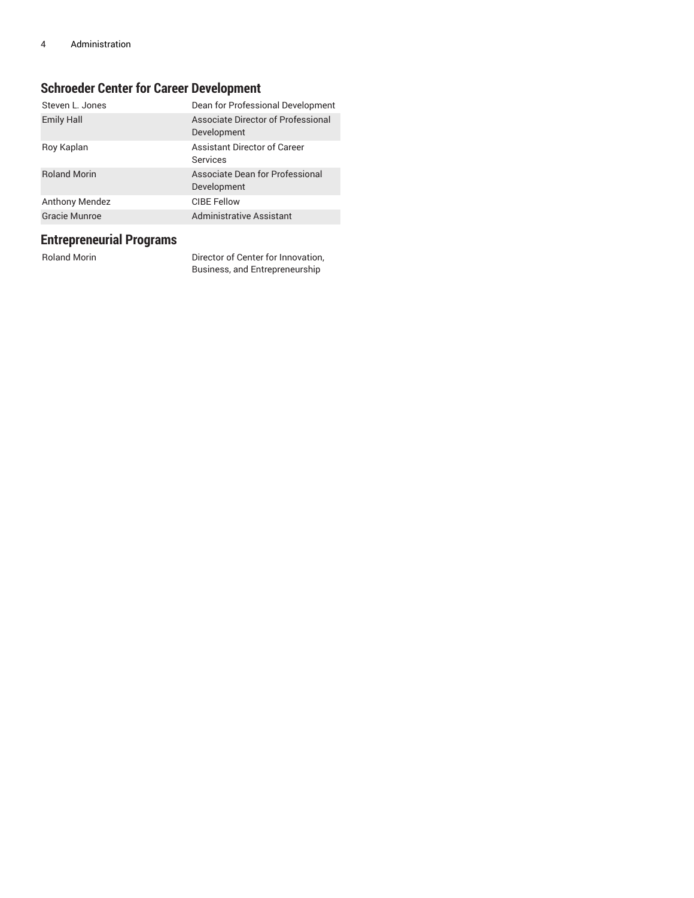## Schroeder Center for Career Development

| | |
|---|---|
| Steven L. Jones | Dean for Professional Development |
| Emily Hall | Associate Director of Professional Development |
| Roy Kaplan | Assistant Director of Career Services |
| Roland Morin | Associate Dean for Professional Development |
| Anthony Mendez | CIBE Fellow |
| Gracie Munroe | Administrative Assistant |

## Entrepreneurial Programs

| | |
|---|---|
| Roland Morin | Director of Center for Innovation, Business, and Entrepreneurship |